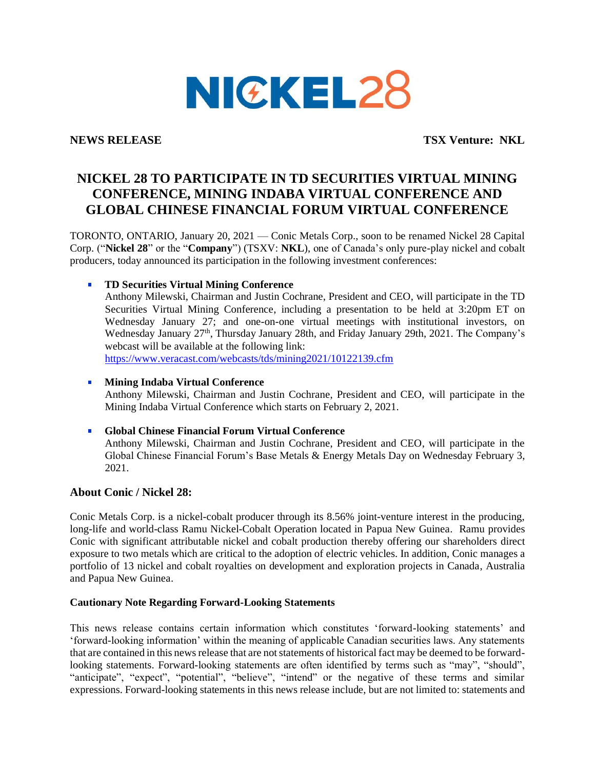NICKEL28

**NEWS RELEASE** **TSX Venture: NKL**

# NICKEL 28 TO PARTICIPATE IN TD SECURITIES VIRTUAL MINING CONFERENCE, MINING INDABA VIRTUAL CONFERENCE AND GLOBAL CHINESE FINANCIAL FORUM VIRTUAL CONFERENCE

TORONTO, ONTARIO, January 20, 2021 — Conic Metals Corp., soon to be renamed Nickel 28 Capital Corp. ("**Nickel 28**" or the "**Company**") (TSXV: **NKL**), one of Canada's only pure-play nickel and cobalt producers, today announced its participation in the following investment conferences:

- **TD Securities Virtual Mining Conference**
  Anthony Milewski, Chairman and Justin Cochrane, President and CEO, will participate in the TD Securities Virtual Mining Conference, including a presentation to be held at 3:20pm ET on Wednesday January 27; and one-on-one virtual meetings with institutional investors, on Wednesday January 27th, Thursday January 28th, and Friday January 29th, 2021. The Company's webcast will be available at the following link:
  [https://www.veracast.com/webcasts/tds/mining2021/10122139.cfm](https://www.veracast.com/webcasts/tds/mining2021/10122139.cfm)

- **Mining Indaba Virtual Conference**
  Anthony Milewski, Chairman and Justin Cochrane, President and CEO, will participate in the Mining Indaba Virtual Conference which starts on February 2, 2021.

- **Global Chinese Financial Forum Virtual Conference**
  Anthony Milewski, Chairman and Justin Cochrane, President and CEO, will participate in the Global Chinese Financial Forum's Base Metals & Energy Metals Day on Wednesday February 3, 2021.

## About Conic / Nickel 28:

Conic Metals Corp. is a nickel-cobalt producer through its 8.56% joint-venture interest in the producing, long-life and world-class Ramu Nickel-Cobalt Operation located in Papua New Guinea. Ramu provides Conic with significant attributable nickel and cobalt production thereby offering our shareholders direct exposure to two metals which are critical to the adoption of electric vehicles. In addition, Conic manages a portfolio of 13 nickel and cobalt royalties on development and exploration projects in Canada, Australia and Papua New Guinea.

### Cautionary Note Regarding Forward-Looking Statements

This news release contains certain information which constitutes 'forward-looking statements' and 'forward-looking information' within the meaning of applicable Canadian securities laws. Any statements that are contained in this news release that are not statements of historical fact may be deemed to be forward-looking statements. Forward-looking statements are often identified by terms such as "may", "should", "anticipate", "expect", "potential", "believe", "intend" or the negative of these terms and similar expressions. Forward-looking statements in this news release include, but are not limited to: statements and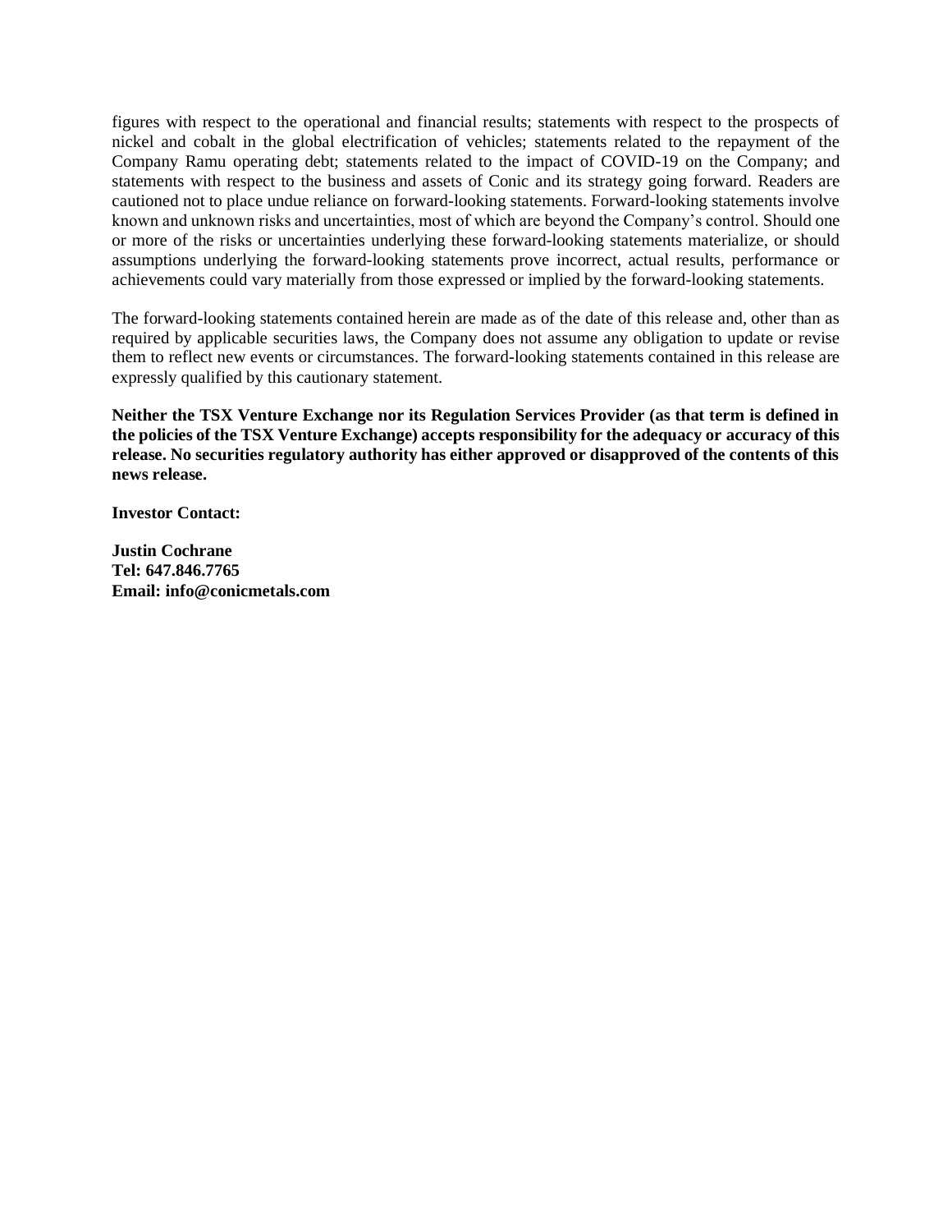figures with respect to the operational and financial results; statements with respect to the prospects of nickel and cobalt in the global electrification of vehicles; statements related to the repayment of the Company Ramu operating debt; statements related to the impact of COVID-19 on the Company; and statements with respect to the business and assets of Conic and its strategy going forward. Readers are cautioned not to place undue reliance on forward-looking statements. Forward-looking statements involve known and unknown risks and uncertainties, most of which are beyond the Company's control. Should one or more of the risks or uncertainties underlying these forward-looking statements materialize, or should assumptions underlying the forward-looking statements prove incorrect, actual results, performance or achievements could vary materially from those expressed or implied by the forward-looking statements.

The forward-looking statements contained herein are made as of the date of this release and, other than as required by applicable securities laws, the Company does not assume any obligation to update or revise them to reflect new events or circumstances. The forward-looking statements contained in this release are expressly qualified by this cautionary statement.

**Neither the TSX Venture Exchange nor its Regulation Services Provider (as that term is defined in the policies of the TSX Venture Exchange) accepts responsibility for the adequacy or accuracy of this release. No securities regulatory authority has either approved or disapproved of the contents of this news release.**

**Investor Contact:**

**Justin Cochrane**
**Tel: 647.846.7765**
**Email: info@conicmetals.com**